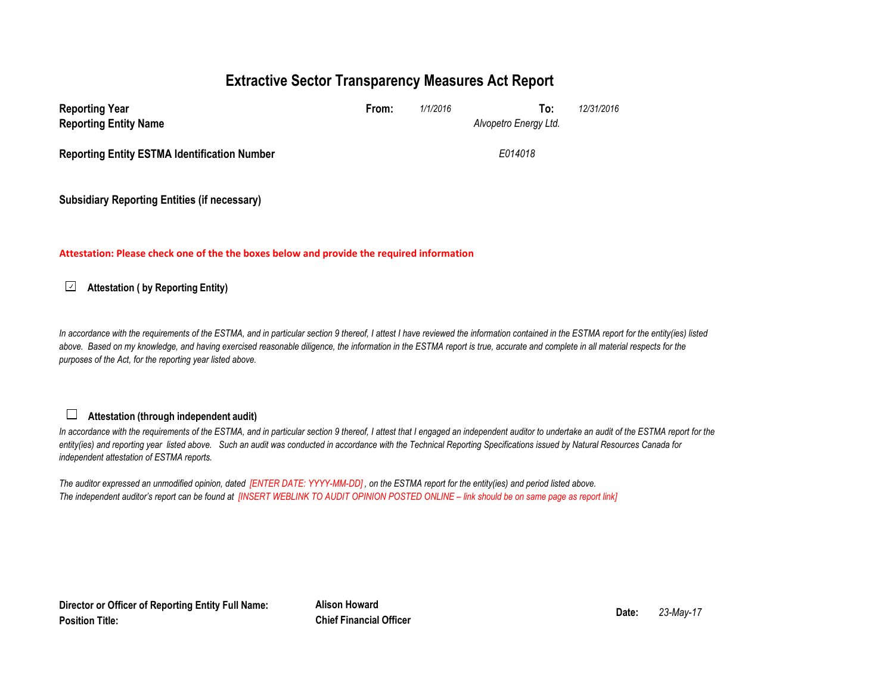# Extractive Sector Transparency Measures Act Report

| | | | | |
|---|---|---|---|---|
| **Reporting Year** | **From:** | *1/1/2016* | **To:** | *12/31/2016* |
| **Reporting Entity Name** | | *Alvopetro Energy Ltd.* | | |
| **Reporting Entity ESTMA Identification Number** | | *E014018* | | |

**Subsidiary Reporting Entities (if necessary)**

**Attestation: Please check one of the the boxes below and provide the required information**

☑ **Attestation ( by Reporting Entity)**

*In accordance with the requirements of the ESTMA, and in particular section 9 thereof, I attest I have reviewed the information contained in the ESTMA report for the entity(ies) listed above. Based on my knowledge, and having exercised reasonable diligence, the information in the ESTMA report is true, accurate and complete in all material respects for the purposes of the Act, for the reporting year listed above.*

☐ **Attestation (through independent audit)**

*In accordance with the requirements of the ESTMA, and in particular section 9 thereof, I attest that I engaged an independent auditor to undertake an audit of the ESTMA report for the entity(ies) and reporting year listed above. Such an audit was conducted in accordance with the Technical Reporting Specifications issued by Natural Resources Canada for independent attestation of ESTMA reports.*

*The auditor expressed an unmodified opinion, dated [ENTER DATE: YYYY-MM-DD] , on the ESTMA report for the entity(ies) and period listed above.*
*The independent auditor's report can be found at [INSERT WEBLINK TO AUDIT OPINION POSTED ONLINE – link should be on same page as report link]*

| | | | |
|---|---|---|---|
| **Director or Officer of Reporting Entity Full Name:** | **Alison Howard** | **Date:** | *23-May-17* |
| **Position Title:** | **Chief Financial Officer** | | |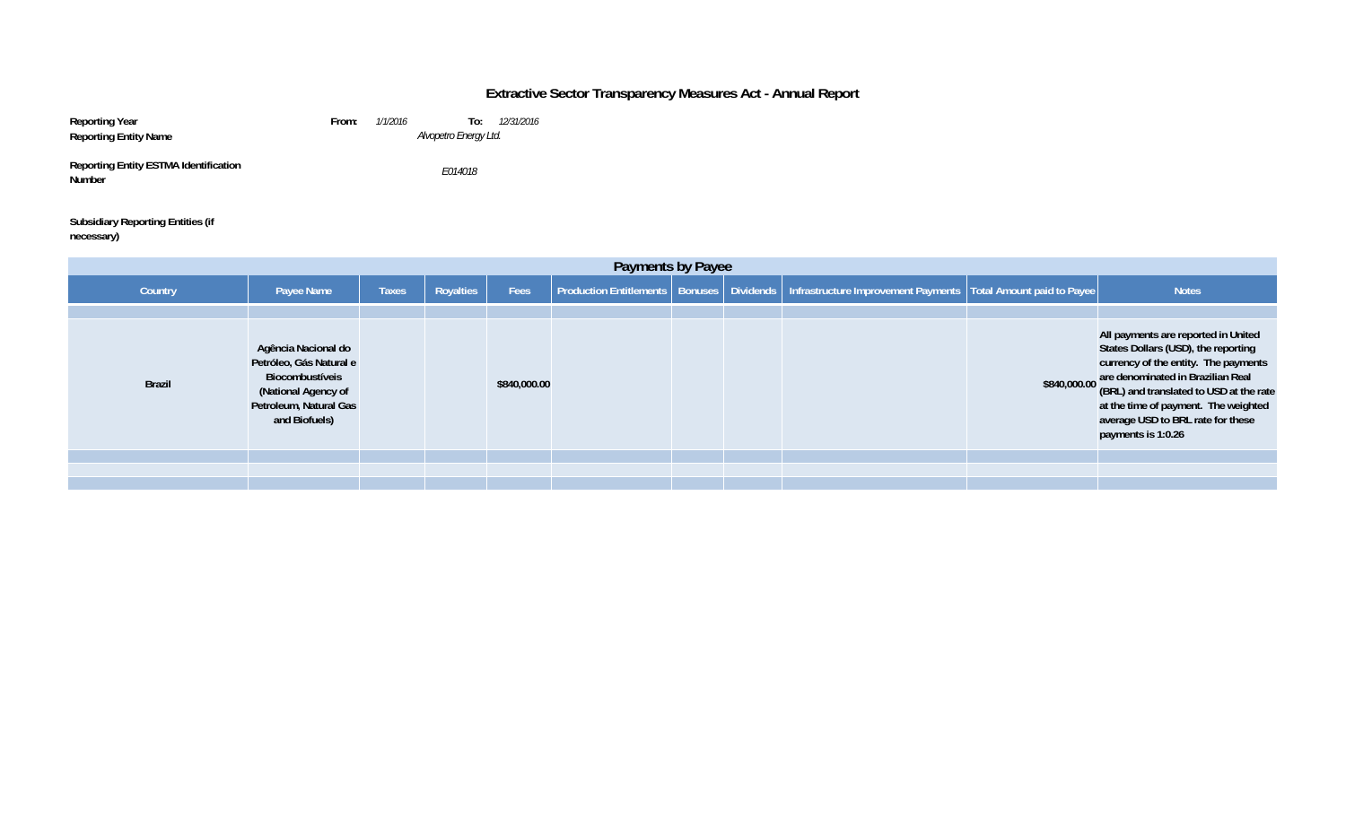# Extractive Sector Transparency Measures Act - Annual Report

**Reporting Year** **From:** *1/1/2016* **To:** *12/31/2016*

**Reporting Entity Name** *Alvopetro Energy Ltd.*

**Reporting Entity ESTMA Identification Number** *E014018*

**Subsidiary Reporting Entities (if necessary)**

## Payments by Payee

| Country | Payee Name | Taxes | Royalties | Fees | Production Entitlements | Bonuses | Dividends | Infrastructure Improvement Payments | Total Amount paid to Payee | Notes |
|---|---|---|---|---|---|---|---|---|---|---|
| | | | | | | | | | | |
| Brazil | Agência Nacional do Petróleo, Gás Natural e Biocombustíveis (National Agency of Petroleum, Natural Gas and Biofuels) | | | $840,000.00 | | | | | $840,000.00 | All payments are reported in United States Dollars (USD), the reporting currency of the entity. The payments are denominated in Brazilian Real (BRL) and translated to USD at the rate at the time of payment. The weighted average USD to BRL rate for these payments is 1:0.26 |
| | | | | | | | | | | |
| | | | | | | | | | | |
| | | | | | | | | | | |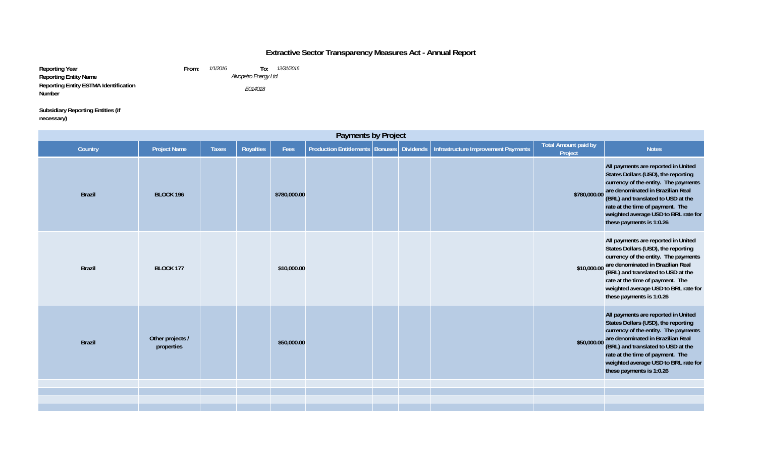# Extractive Sector Transparency Measures Act - Annual Report

**Reporting Year** **From:** *1/1/2016* **To:** *12/31/2016*

**Reporting Entity Name** *Alvopetro Energy Ltd.*

**Reporting Entity ESTMA Identification Number** *E014018*

**Subsidiary Reporting Entities (if necessary)**

## Payments by Project

| Country | Project Name | Taxes | Royalties | Fees | Production Entitlements | Bonuses | Dividends | Infrastructure Improvement Payments | Total Amount paid by Project | Notes |
|---|---|---|---|---|---|---|---|---|---|---|
| Brazil | BLOCK 196 | | | $780,000.00 | | | | | $780,000.00 | All payments are reported in United States Dollars (USD), the reporting currency of the entity. The payments are denominated in Brazilian Real (BRL) and translated to USD at the rate at the time of payment. The weighted average USD to BRL rate for these payments is 1:0.26 |
| Brazil | BLOCK 177 | | | $10,000.00 | | | | | $10,000.00 | All payments are reported in United States Dollars (USD), the reporting currency of the entity. The payments are denominated in Brazilian Real (BRL) and translated to USD at the rate at the time of payment. The weighted average USD to BRL rate for these payments is 1:0.26 |
| Brazil | Other projects / properties | | | $50,000.00 | | | | | $50,000.00 | All payments are reported in United States Dollars (USD), the reporting currency of the entity. The payments are denominated in Brazilian Real (BRL) and translated to USD at the rate at the time of payment. The weighted average USD to BRL rate for these payments is 1:0.26 |